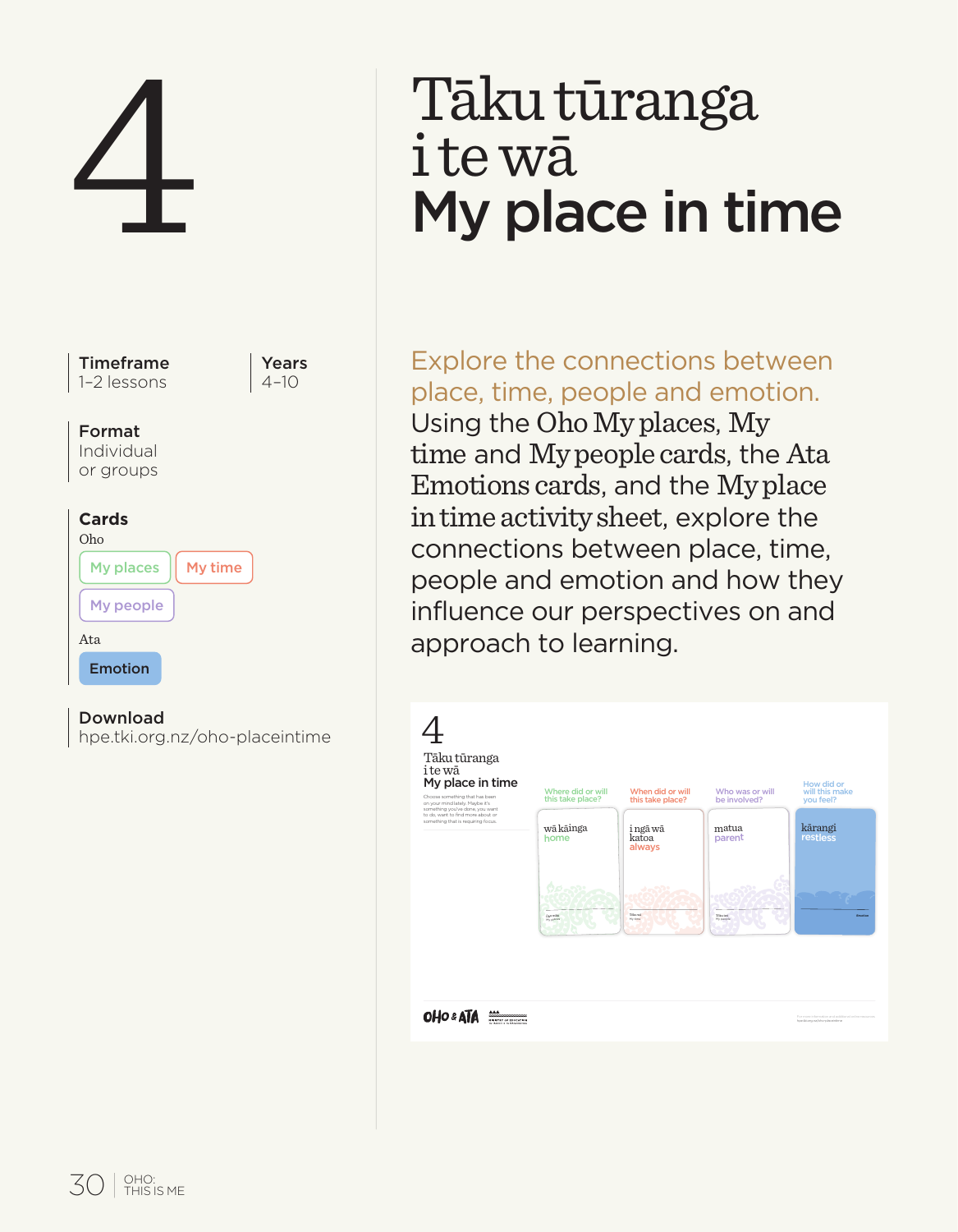# 4

# Tāku tūranga i te wā
# My place in time

**Timeframe**
1–2 lessons

**Years**
4–10

**Format**
Individual or groups

**Cards**

Oho

- My places
- My time
- My people

Ata

- Emotion

**Download**
hpe.tki.org.nz/oho-placeintime

Explore the connections between place, time, people and emotion.

Using the Oho My places, My time and My people cards, the Ata Emotions cards, and the My place in time activity sheet, explore the connections between place, time, people and emotion and how they influence our perspectives on and approach to learning.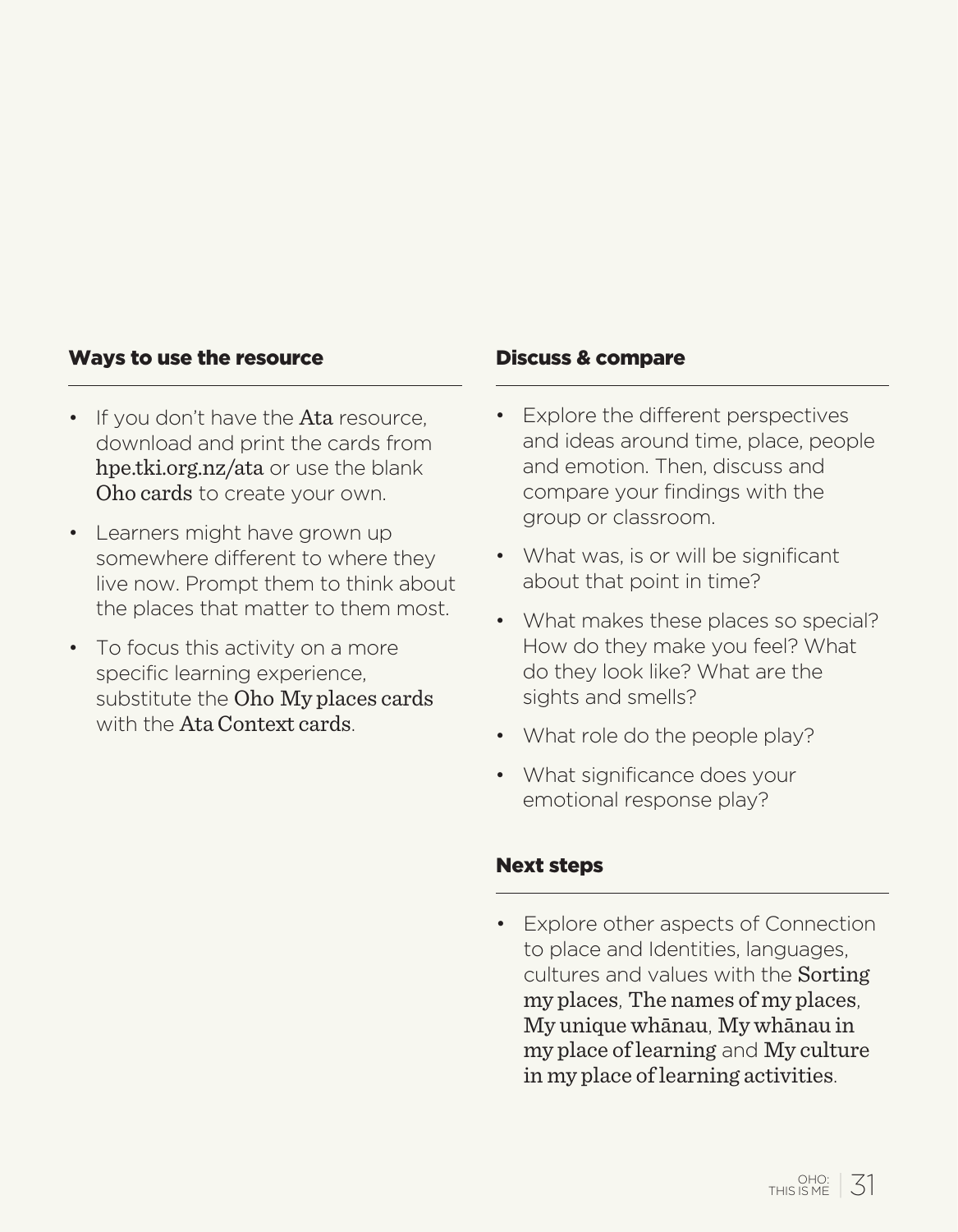## Ways to use the resource

- If you don't have the Ata resource, download and print the cards from hpe.tki.org.nz/ata or use the blank Oho cards to create your own.
- Learners might have grown up somewhere different to where they live now. Prompt them to think about the places that matter to them most.
- To focus this activity on a more specific learning experience, substitute the Oho My places cards with the Ata Context cards.

## Discuss & compare

- Explore the different perspectives and ideas around time, place, people and emotion. Then, discuss and compare your findings with the group or classroom.
- What was, is or will be significant about that point in time?
- What makes these places so special? How do they make you feel? What do they look like? What are the sights and smells?
- What role do the people play?
- What significance does your emotional response play?

## Next steps

- Explore other aspects of Connection to place and Identities, languages, cultures and values with the Sorting my places, The names of my places, My unique whānau, My whānau in my place of learning and My culture in my place of learning activities.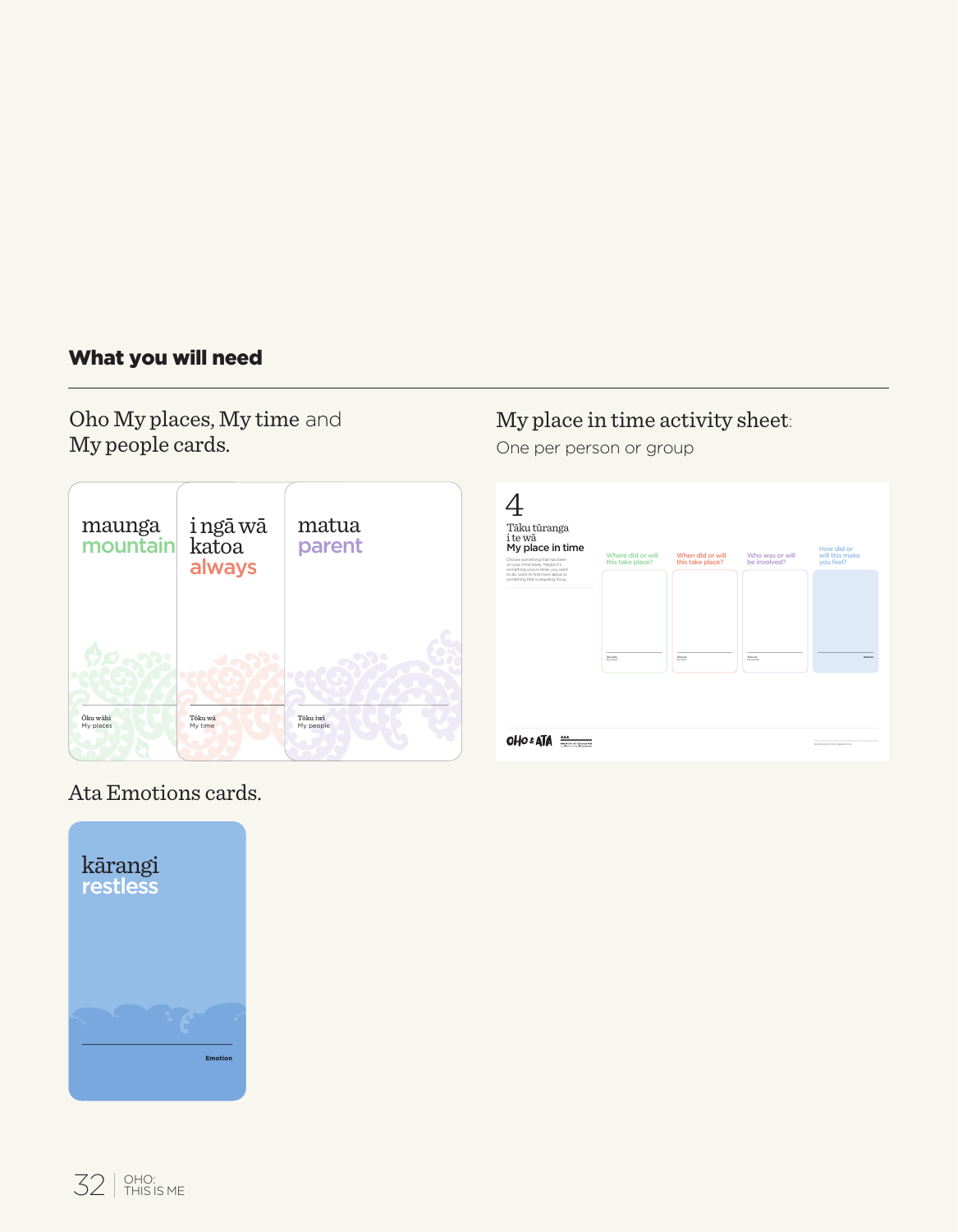## What you will need

Oho My places, My time and My people cards.

maunga
mountain

Ōku wāhi
My places

i ngā wā katoa
always

Tōku wā
My time

matua
parent

Tōku iwi
My people

Ata Emotions cards.

kārangi
restless

Emotion

My place in time activity sheet:

One per person or group

4

Tāku tūranga i te wā

My place in time

Where did or will this take place?

When did or will this take place?

Who was or will be involved?

How did or will this make you feel?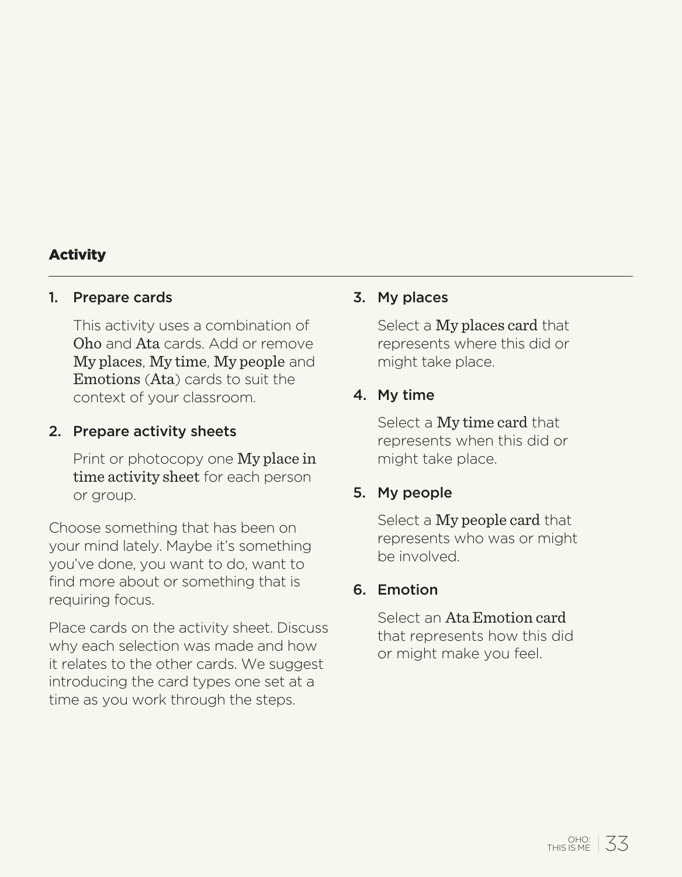### Activity

1. **Prepare cards**

   This activity uses a combination of Oho and Ata cards. Add or remove My places, My time, My people and Emotions (Ata) cards to suit the context of your classroom.

2. **Prepare activity sheets**

   Print or photocopy one My place in time activity sheet for each person or group.

Choose something that has been on your mind lately. Maybe it's something you've done, you want to do, want to find more about or something that is requiring focus.

Place cards on the activity sheet. Discuss why each selection was made and how it relates to the other cards. We suggest introducing the card types one set at a time as you work through the steps.

3. **My places**

   Select a My places card that represents where this did or might take place.

4. **My time**

   Select a My time card that represents when this did or might take place.

5. **My people**

   Select a My people card that represents who was or might be involved.

6. **Emotion**

   Select an Ata Emotion card that represents how this did or might make you feel.